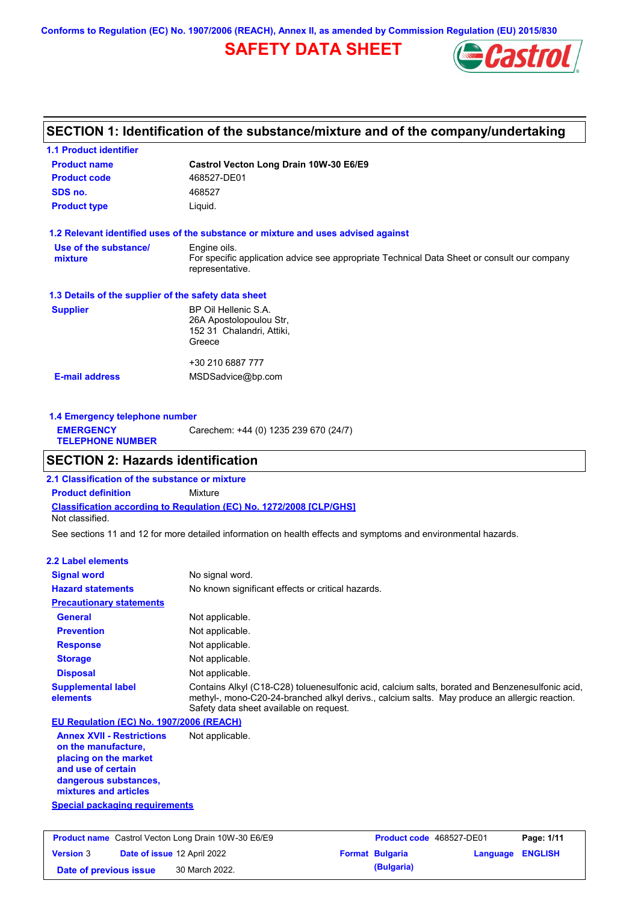Conforms to Regulation (EC) No. 1907/2006 (REACH), Annex II, as amended by Commission Regulation (EU) 2015/830

# SAFETY DATA SHEET

## SECTION 1: Identification of the substance/mixture and of the company/undertaking

### 1.1 Product identifier

| | |
|---|---|
| **Product name** | **Castrol Vecton Long Drain 10W-30 E6/E9** |
| **Product code** | 468527-DE01 |
| **SDS no.** | 468527 |
| **Product type** | Liquid. |

### 1.2 Relevant identified uses of the substance or mixture and uses advised against

| | |
|---|---|
| **Use of the substance/ mixture** | Engine oils. For specific application advice see appropriate Technical Data Sheet or consult our company representative. |

### 1.3 Details of the supplier of the safety data sheet

| | |
|---|---|
| **Supplier** | BP Oil Hellenic S.A. 26A Apostolopoulou Str, 152 31 Chalandri, Attiki, Greece<br><br>+30 210 6887 777 |
| **E-mail address** | MSDSadvice@bp.com |

### 1.4 Emergency telephone number

| | |
|---|---|
| **EMERGENCY TELEPHONE NUMBER** | Carechem: +44 (0) 1235 239 670 (24/7) |

## SECTION 2: Hazards identification

### 2.1 Classification of the substance or mixture

**Product definition** Mixture

**Classification according to Regulation (EC) No. 1272/2008 [CLP/GHS]**

Not classified.

See sections 11 and 12 for more detailed information on health effects and symptoms and environmental hazards.

### 2.2 Label elements

| | |
|---|---|
| **Signal word** | No signal word. |
| **Hazard statements** | No known significant effects or critical hazards. |
| **Precautionary statements** | |
| **General** | Not applicable. |
| **Prevention** | Not applicable. |
| **Response** | Not applicable. |
| **Storage** | Not applicable. |
| **Disposal** | Not applicable. |
| **Supplemental label elements** | Contains Alkyl (C18-C28) toluenesulfonic acid, calcium salts, borated and Benzenesulfonic acid, methyl-, mono-C20-24-branched alkyl derivs., calcium salts. May produce an allergic reaction. Safety data sheet available on request. |

**EU Regulation (EC) No. 1907/2006 (REACH)**

| | |
|---|---|
| **Annex XVII - Restrictions on the manufacture, placing on the market and use of certain dangerous substances, mixtures and articles** | Not applicable. |

**Special packaging requirements**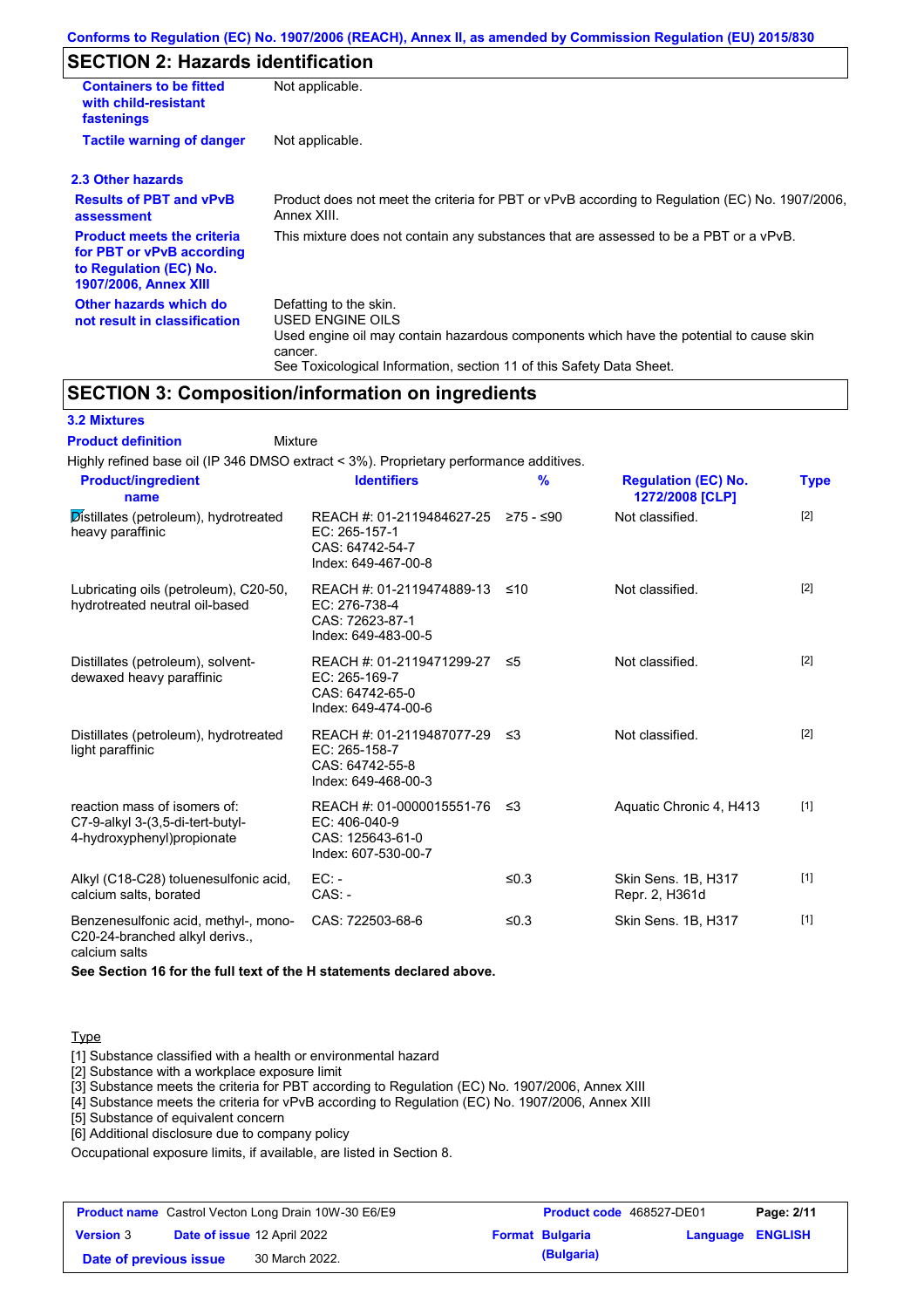Conforms to Regulation (EC) No. 1907/2006 (REACH), Annex II, as amended by Commission Regulation (EU) 2015/830

## SECTION 2: Hazards identification

| | |
|---|---|
| **Containers to be fitted with child-resistant fastenings** | Not applicable. |
| **Tactile warning of danger** | Not applicable. |

### 2.3 Other hazards

| | |
|---|---|
| **Results of PBT and vPvB assessment** | Product does not meet the criteria for PBT or vPvB according to Regulation (EC) No. 1907/2006, Annex XIII. |
| **Product meets the criteria for PBT or vPvB according to Regulation (EC) No. 1907/2006, Annex XIII** | This mixture does not contain any substances that are assessed to be a PBT or a vPvB. |
| **Other hazards which do not result in classification** | Defatting to the skin.<br>USED ENGINE OILS<br>Used engine oil may contain hazardous components which have the potential to cause skin cancer.<br>See Toxicological Information, section 11 of this Safety Data Sheet. |

## SECTION 3: Composition/information on ingredients

### 3.2 Mixtures

**Product definition** Mixture

Highly refined base oil (IP 346 DMSO extract < 3%). Proprietary performance additives.

| Product/ingredient name | Identifiers | % | Regulation (EC) No. 1272/2008 [CLP] | Type |
|---|---|---|---|---|
| Distillates (petroleum), hydrotreated heavy paraffinic | REACH #: 01-2119484627-25<br>EC: 265-157-1<br>CAS: 64742-54-7<br>Index: 649-467-00-8 | ≥75 - ≤90 | Not classified. | [2] |
| Lubricating oils (petroleum), C20-50, hydrotreated neutral oil-based | REACH #: 01-2119474889-13<br>EC: 276-738-4<br>CAS: 72623-87-1<br>Index: 649-483-00-5 | ≤10 | Not classified. | [2] |
| Distillates (petroleum), solvent-dewaxed heavy paraffinic | REACH #: 01-2119471299-27<br>EC: 265-169-7<br>CAS: 64742-65-0<br>Index: 649-474-00-6 | ≤5 | Not classified. | [2] |
| Distillates (petroleum), hydrotreated light paraffinic | REACH #: 01-2119487077-29<br>EC: 265-158-7<br>CAS: 64742-55-8<br>Index: 649-468-00-3 | ≤3 | Not classified. | [2] |
| reaction mass of isomers of: C7-9-alkyl 3-(3,5-di-tert-butyl-4-hydroxyphenyl)propionate | REACH #: 01-0000015551-76<br>EC: 406-040-9<br>CAS: 125643-61-0<br>Index: 607-530-00-7 | ≤3 | Aquatic Chronic 4, H413 | [1] |
| Alkyl (C18-C28) toluenesulfonic acid, calcium salts, borated | EC: -<br>CAS: - | ≤0.3 | Skin Sens. 1B, H317<br>Repr. 2, H361d | [1] |
| Benzenesulfonic acid, methyl-, mono-C20-24-branched alkyl derivs., calcium salts | CAS: 722503-68-6 | ≤0.3 | Skin Sens. 1B, H317 | [1] |

**See Section 16 for the full text of the H statements declared above.**

Type

[1] Substance classified with a health or environmental hazard
[2] Substance with a workplace exposure limit
[3] Substance meets the criteria for PBT according to Regulation (EC) No. 1907/2006, Annex XIII
[4] Substance meets the criteria for vPvB according to Regulation (EC) No. 1907/2006, Annex XIII
[5] Substance of equivalent concern
[6] Additional disclosure due to company policy

Occupational exposure limits, if available, are listed in Section 8.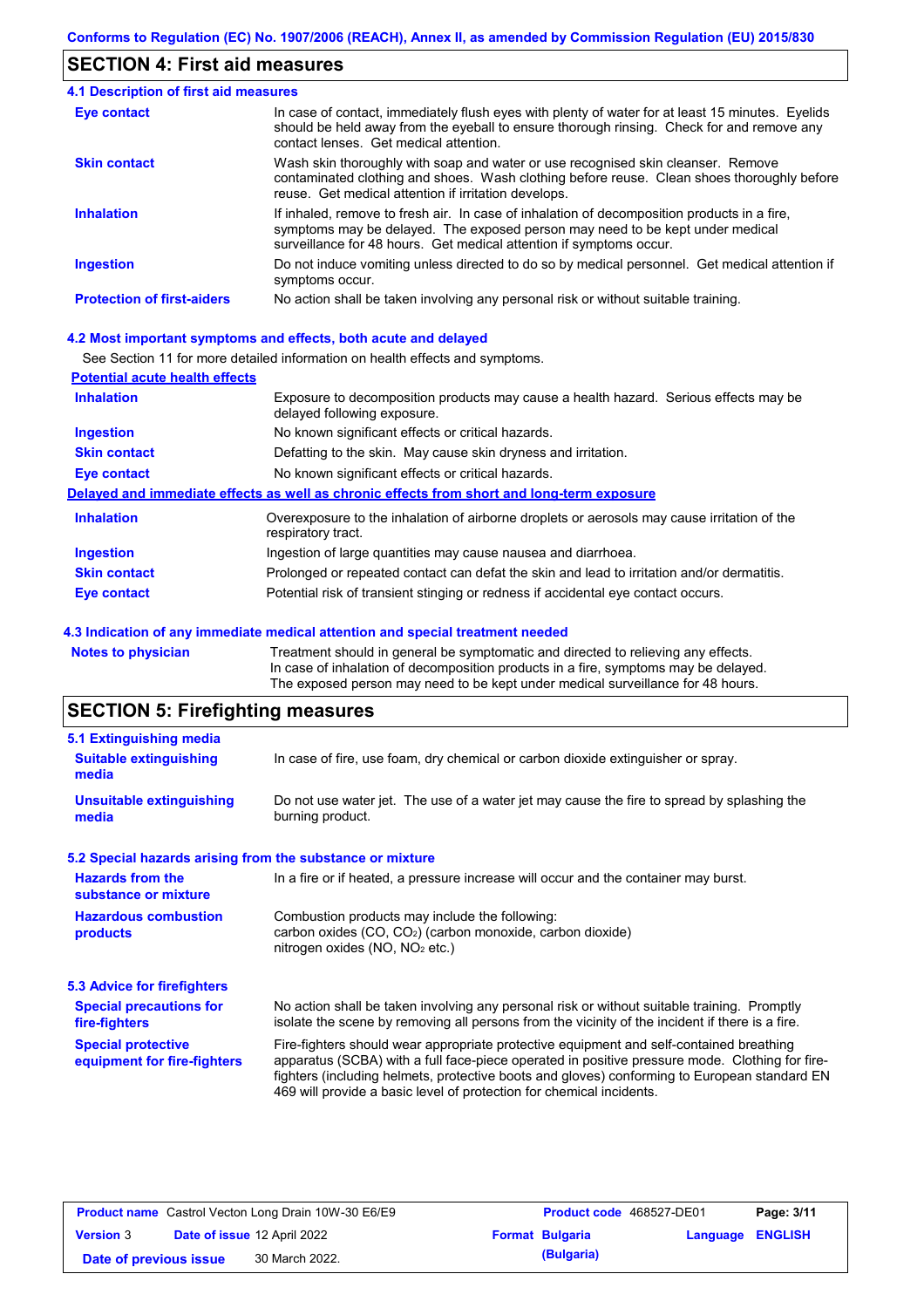## SECTION 4: First aid measures

### 4.1 Description of first aid measures

| | |
|---|---|
| **Eye contact** | In case of contact, immediately flush eyes with plenty of water for at least 15 minutes. Eyelids should be held away from the eyeball to ensure thorough rinsing. Check for and remove any contact lenses. Get medical attention. |
| **Skin contact** | Wash skin thoroughly with soap and water or use recognised skin cleanser. Remove contaminated clothing and shoes. Wash clothing before reuse. Clean shoes thoroughly before reuse. Get medical attention if irritation develops. |
| **Inhalation** | If inhaled, remove to fresh air. In case of inhalation of decomposition products in a fire, symptoms may be delayed. The exposed person may need to be kept under medical surveillance for 48 hours. Get medical attention if symptoms occur. |
| **Ingestion** | Do not induce vomiting unless directed to do so by medical personnel. Get medical attention if symptoms occur. |
| **Protection of first-aiders** | No action shall be taken involving any personal risk or without suitable training. |

### 4.2 Most important symptoms and effects, both acute and delayed

See Section 11 for more detailed information on health effects and symptoms.

**Potential acute health effects**

| | |
|---|---|
| **Inhalation** | Exposure to decomposition products may cause a health hazard. Serious effects may be delayed following exposure. |
| **Ingestion** | No known significant effects or critical hazards. |
| **Skin contact** | Defatting to the skin. May cause skin dryness and irritation. |
| **Eye contact** | No known significant effects or critical hazards. |

**Delayed and immediate effects as well as chronic effects from short and long-term exposure**

| | |
|---|---|
| **Inhalation** | Overexposure to the inhalation of airborne droplets or aerosols may cause irritation of the respiratory tract. |
| **Ingestion** | Ingestion of large quantities may cause nausea and diarrhoea. |
| **Skin contact** | Prolonged or repeated contact can defat the skin and lead to irritation and/or dermatitis. |
| **Eye contact** | Potential risk of transient stinging or redness if accidental eye contact occurs. |

### 4.3 Indication of any immediate medical attention and special treatment needed

| | |
|---|---|
| **Notes to physician** | Treatment should in general be symptomatic and directed to relieving any effects. In case of inhalation of decomposition products in a fire, symptoms may be delayed. The exposed person may need to be kept under medical surveillance for 48 hours. |

## SECTION 5: Firefighting measures

### 5.1 Extinguishing media

| | |
|---|---|
| **Suitable extinguishing media** | In case of fire, use foam, dry chemical or carbon dioxide extinguisher or spray. |
| **Unsuitable extinguishing media** | Do not use water jet. The use of a water jet may cause the fire to spread by splashing the burning product. |

### 5.2 Special hazards arising from the substance or mixture

| | |
|---|---|
| **Hazards from the substance or mixture** | In a fire or if heated, a pressure increase will occur and the container may burst. |
| **Hazardous combustion products** | Combustion products may include the following: carbon oxides ($CO$, $CO_2$) (carbon monoxide, carbon dioxide) nitrogen oxides ($NO$, $NO_2$ etc.) |

### 5.3 Advice for firefighters

| | |
|---|---|
| **Special precautions for fire-fighters** | No action shall be taken involving any personal risk or without suitable training. Promptly isolate the scene by removing all persons from the vicinity of the incident if there is a fire. |
| **Special protective equipment for fire-fighters** | Fire-fighters should wear appropriate protective equipment and self-contained breathing apparatus (SCBA) with a full face-piece operated in positive pressure mode. Clothing for fire-fighters (including helmets, protective boots and gloves) conforming to European standard EN 469 will provide a basic level of protection for chemical incidents. |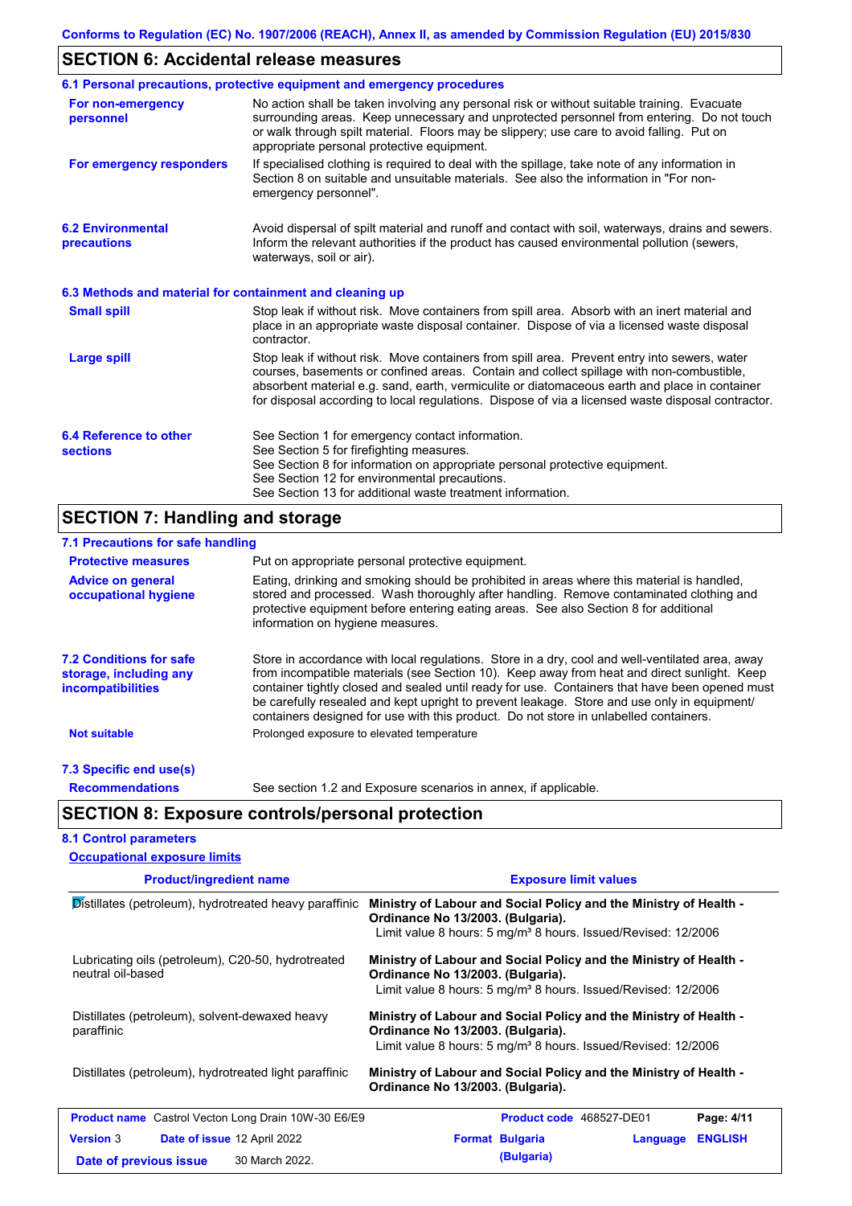## SECTION 6: Accidental release measures

### 6.1 Personal precautions, protective equipment and emergency procedures

**For non-emergency personnel**

No action shall be taken involving any personal risk or without suitable training. Evacuate surrounding areas. Keep unnecessary and unprotected personnel from entering. Do not touch or walk through spilt material. Floors may be slippery; use care to avoid falling. Put on appropriate personal protective equipment.

**For emergency responders**

If specialised clothing is required to deal with the spillage, take note of any information in Section 8 on suitable and unsuitable materials. See also the information in "For non-emergency personnel".

### 6.2 Environmental precautions

Avoid dispersal of spilt material and runoff and contact with soil, waterways, drains and sewers. Inform the relevant authorities if the product has caused environmental pollution (sewers, waterways, soil or air).

### 6.3 Methods and material for containment and cleaning up

**Small spill**

Stop leak if without risk. Move containers from spill area. Absorb with an inert material and place in an appropriate waste disposal container. Dispose of via a licensed waste disposal contractor.

**Large spill**

Stop leak if without risk. Move containers from spill area. Prevent entry into sewers, water courses, basements or confined areas. Contain and collect spillage with non-combustible, absorbent material e.g. sand, earth, vermiculite or diatomaceous earth and place in container for disposal according to local regulations. Dispose of via a licensed waste disposal contractor.

### 6.4 Reference to other sections

See Section 1 for emergency contact information.
See Section 5 for firefighting measures.
See Section 8 for information on appropriate personal protective equipment.
See Section 12 for environmental precautions.
See Section 13 for additional waste treatment information.

## SECTION 7: Handling and storage

### 7.1 Precautions for safe handling

**Protective measures**

Put on appropriate personal protective equipment.

**Advice on general occupational hygiene**

Eating, drinking and smoking should be prohibited in areas where this material is handled, stored and processed. Wash thoroughly after handling. Remove contaminated clothing and protective equipment before entering eating areas. See also Section 8 for additional information on hygiene measures.

### 7.2 Conditions for safe storage, including any incompatibilities

Store in accordance with local regulations. Store in a dry, cool and well-ventilated area, away from incompatible materials (see Section 10). Keep away from heat and direct sunlight. Keep container tightly closed and sealed until ready for use. Containers that have been opened must be carefully resealed and kept upright to prevent leakage. Store and use only in equipment/ containers designed for use with this product. Do not store in unlabelled containers.

**Not suitable**

Prolonged exposure to elevated temperature

### 7.3 Specific end use(s)

**Recommendations**

See section 1.2 and Exposure scenarios in annex, if applicable.

## SECTION 8: Exposure controls/personal protection

### 8.1 Control parameters

**Occupational exposure limits**

| Product/ingredient name | Exposure limit values |
|---|---|
| Distillates (petroleum), hydrotreated heavy paraffinic | **Ministry of Labour and Social Policy and the Ministry of Health - Ordinance No 13/2003. (Bulgaria).** Limit value 8 hours: 5 mg/m³ 8 hours. Issued/Revised: 12/2006 |
| Lubricating oils (petroleum), C20-50, hydrotreated neutral oil-based | **Ministry of Labour and Social Policy and the Ministry of Health - Ordinance No 13/2003. (Bulgaria).** Limit value 8 hours: 5 mg/m³ 8 hours. Issued/Revised: 12/2006 |
| Distillates (petroleum), solvent-dewaxed heavy paraffinic | **Ministry of Labour and Social Policy and the Ministry of Health - Ordinance No 13/2003. (Bulgaria).** Limit value 8 hours: 5 mg/m³ 8 hours. Issued/Revised: 12/2006 |
| Distillates (petroleum), hydrotreated light paraffinic | **Ministry of Labour and Social Policy and the Ministry of Health - Ordinance No 13/2003. (Bulgaria).** |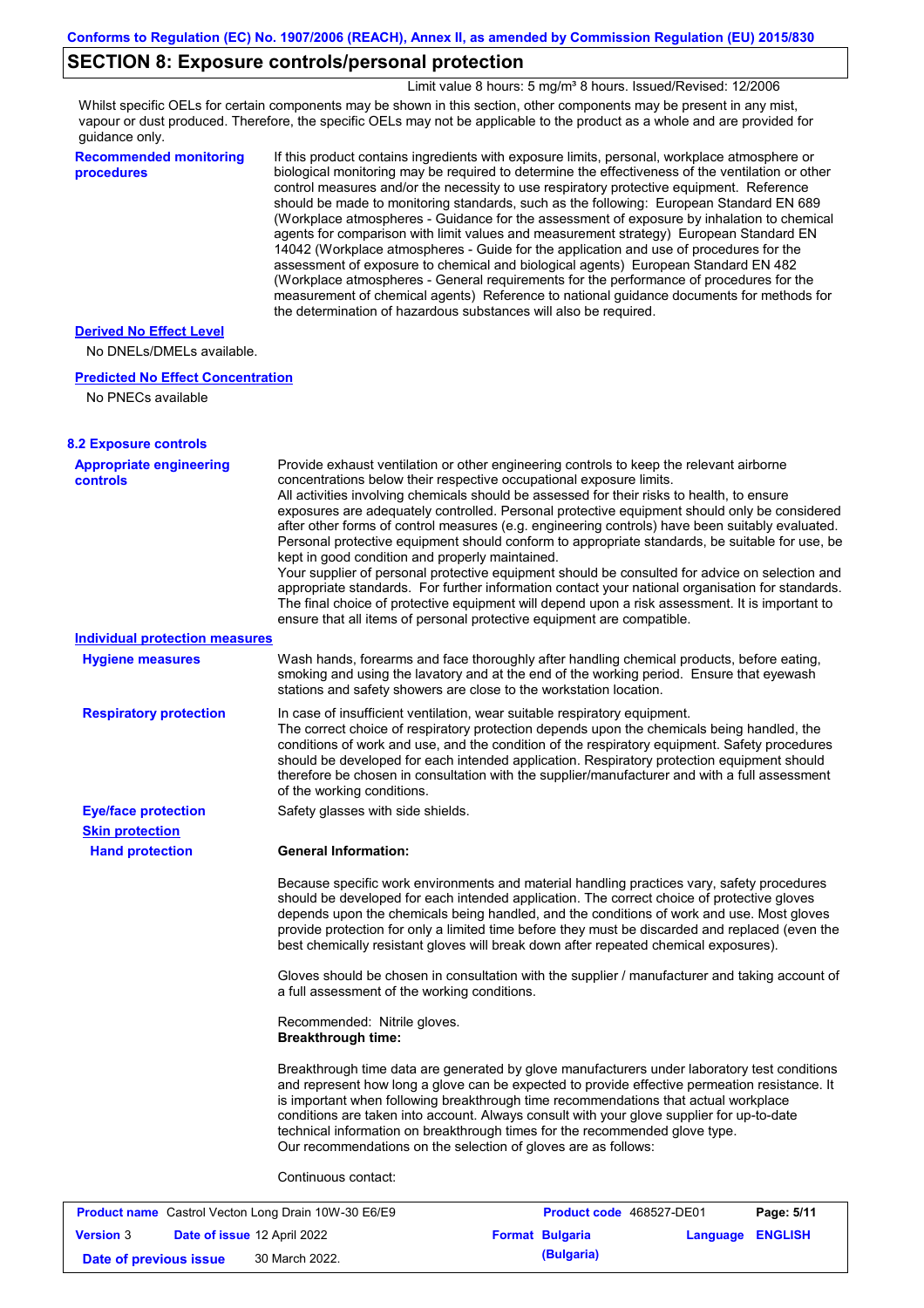## SECTION 8: Exposure controls/personal protection

Limit value 8 hours: 5 mg/m³ 8 hours. Issued/Revised: 12/2006

Whilst specific OELs for certain components may be shown in this section, other components may be present in any mist, vapour or dust produced. Therefore, the specific OELs may not be applicable to the product as a whole and are provided for guidance only.

**Recommended monitoring procedures**

If this product contains ingredients with exposure limits, personal, workplace atmosphere or biological monitoring may be required to determine the effectiveness of the ventilation or other control measures and/or the necessity to use respiratory protective equipment. Reference should be made to monitoring standards, such as the following: European Standard EN 689 (Workplace atmospheres - Guidance for the assessment of exposure by inhalation to chemical agents for comparison with limit values and measurement strategy) European Standard EN 14042 (Workplace atmospheres - Guide for the application and use of procedures for the assessment of exposure to chemical and biological agents) European Standard EN 482 (Workplace atmospheres - General requirements for the performance of procedures for the measurement of chemical agents) Reference to national guidance documents for methods for the determination of hazardous substances will also be required.

**Derived No Effect Level**

No DNELs/DMELs available.

**Predicted No Effect Concentration**

No PNECs available

### 8.2 Exposure controls

**Appropriate engineering controls**

Provide exhaust ventilation or other engineering controls to keep the relevant airborne concentrations below their respective occupational exposure limits.
All activities involving chemicals should be assessed for their risks to health, to ensure exposures are adequately controlled. Personal protective equipment should only be considered after other forms of control measures (e.g. engineering controls) have been suitably evaluated. Personal protective equipment should conform to appropriate standards, be suitable for use, be kept in good condition and properly maintained.
Your supplier of personal protective equipment should be consulted for advice on selection and appropriate standards. For further information contact your national organisation for standards. The final choice of protective equipment will depend upon a risk assessment. It is important to ensure that all items of personal protective equipment are compatible.

**Individual protection measures**

**Hygiene measures**

Wash hands, forearms and face thoroughly after handling chemical products, before eating, smoking and using the lavatory and at the end of the working period. Ensure that eyewash stations and safety showers are close to the workstation location.

**Respiratory protection**

In case of insufficient ventilation, wear suitable respiratory equipment.
The correct choice of respiratory protection depends upon the chemicals being handled, the conditions of work and use, and the condition of the respiratory equipment. Safety procedures should be developed for each intended application. Respiratory protection equipment should therefore be chosen in consultation with the supplier/manufacturer and with a full assessment of the working conditions.

**Eye/face protection**

Safety glasses with side shields.

**Skin protection**

**Hand protection**

**General Information:**

Because specific work environments and material handling practices vary, safety procedures should be developed for each intended application. The correct choice of protective gloves depends upon the chemicals being handled, and the conditions of work and use. Most gloves provide protection for only a limited time before they must be discarded and replaced (even the best chemically resistant gloves will break down after repeated chemical exposures).

Gloves should be chosen in consultation with the supplier / manufacturer and taking account of a full assessment of the working conditions.

Recommended: Nitrile gloves.
**Breakthrough time:**

Breakthrough time data are generated by glove manufacturers under laboratory test conditions and represent how long a glove can be expected to provide effective permeation resistance. It is important when following breakthrough time recommendations that actual workplace conditions are taken into account. Always consult with your glove supplier for up-to-date technical information on breakthrough times for the recommended glove type.
Our recommendations on the selection of gloves are as follows:

Continuous contact: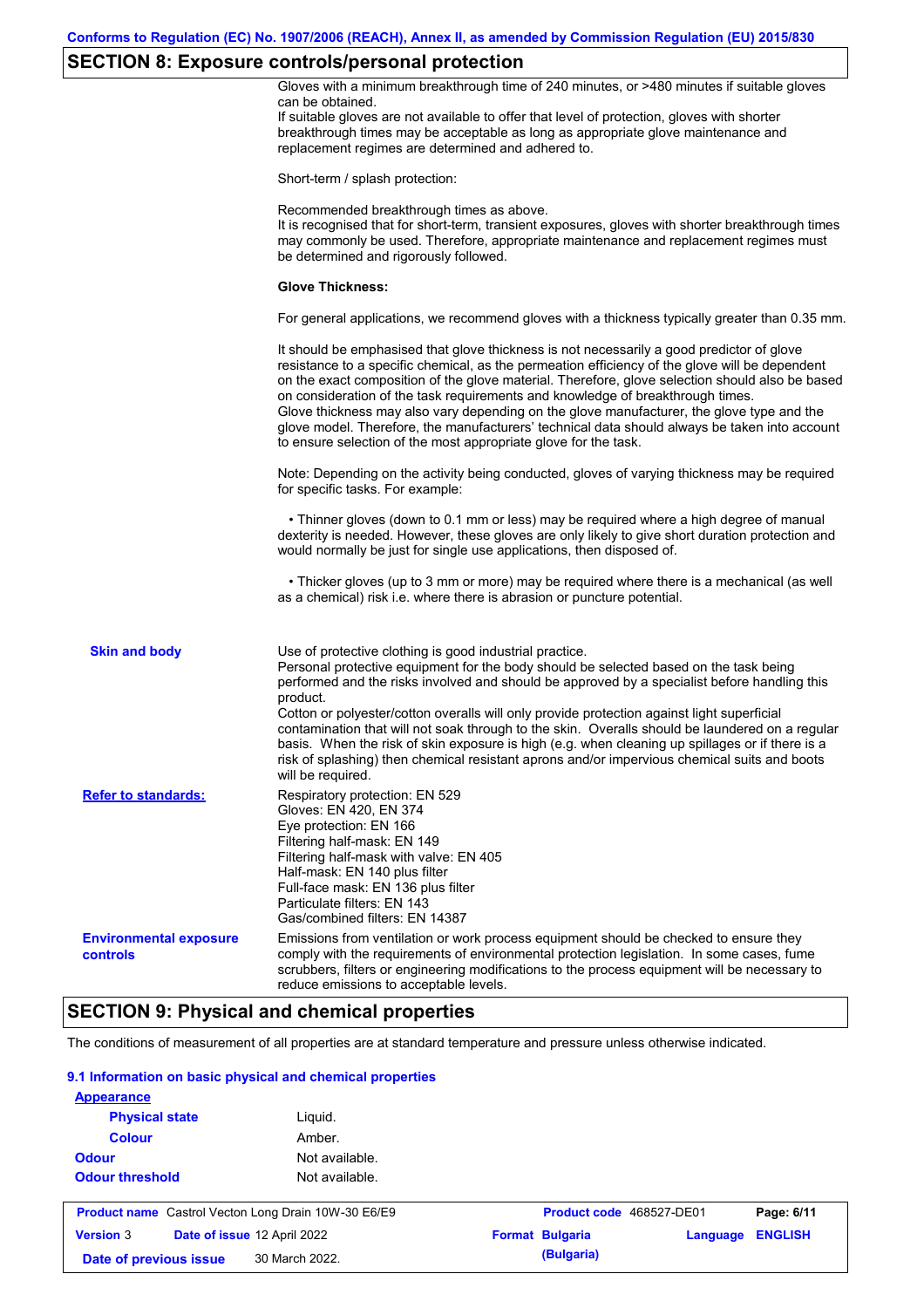## SECTION 8: Exposure controls/personal protection

Gloves with a minimum breakthrough time of 240 minutes, or >480 minutes if suitable gloves can be obtained.
If suitable gloves are not available to offer that level of protection, gloves with shorter breakthrough times may be acceptable as long as appropriate glove maintenance and replacement regimes are determined and adhered to.

Short-term / splash protection:

Recommended breakthrough times as above.
It is recognised that for short-term, transient exposures, gloves with shorter breakthrough times may commonly be used. Therefore, appropriate maintenance and replacement regimes must be determined and rigorously followed.

**Glove Thickness:**

For general applications, we recommend gloves with a thickness typically greater than 0.35 mm.

It should be emphasised that glove thickness is not necessarily a good predictor of glove resistance to a specific chemical, as the permeation efficiency of the glove will be dependent on the exact composition of the glove material. Therefore, glove selection should also be based on consideration of the task requirements and knowledge of breakthrough times.
Glove thickness may also vary depending on the glove manufacturer, the glove type and the glove model. Therefore, the manufacturers' technical data should always be taken into account to ensure selection of the most appropriate glove for the task.

Note: Depending on the activity being conducted, gloves of varying thickness may be required for specific tasks. For example:

• Thinner gloves (down to 0.1 mm or less) may be required where a high degree of manual dexterity is needed. However, these gloves are only likely to give short duration protection and would normally be just for single use applications, then disposed of.

• Thicker gloves (up to 3 mm or more) may be required where there is a mechanical (as well as a chemical) risk i.e. where there is abrasion or puncture potential.

**Skin and body**

Use of protective clothing is good industrial practice.
Personal protective equipment for the body should be selected based on the task being performed and the risks involved and should be approved by a specialist before handling this product.
Cotton or polyester/cotton overalls will only provide protection against light superficial contamination that will not soak through to the skin. Overalls should be laundered on a regular basis. When the risk of skin exposure is high (e.g. when cleaning up spillages or if there is a risk of splashing) then chemical resistant aprons and/or impervious chemical suits and boots will be required.

**Refer to standards:**

Respiratory protection: EN 529
Gloves: EN 420, EN 374
Eye protection: EN 166
Filtering half-mask: EN 149
Filtering half-mask with valve: EN 405
Half-mask: EN 140 plus filter
Full-face mask: EN 136 plus filter
Particulate filters: EN 143
Gas/combined filters: EN 14387

**Environmental exposure controls**

Emissions from ventilation or work process equipment should be checked to ensure they comply with the requirements of environmental protection legislation. In some cases, fume scrubbers, filters or engineering modifications to the process equipment will be necessary to reduce emissions to acceptable levels.

## SECTION 9: Physical and chemical properties

The conditions of measurement of all properties are at standard temperature and pressure unless otherwise indicated.

### 9.1 Information on basic physical and chemical properties

**Appearance**

| | |
|---|---|
| **Physical state** | Liquid. |
| **Colour** | Amber. |
| **Odour** | Not available. |
| **Odour threshold** | Not available. |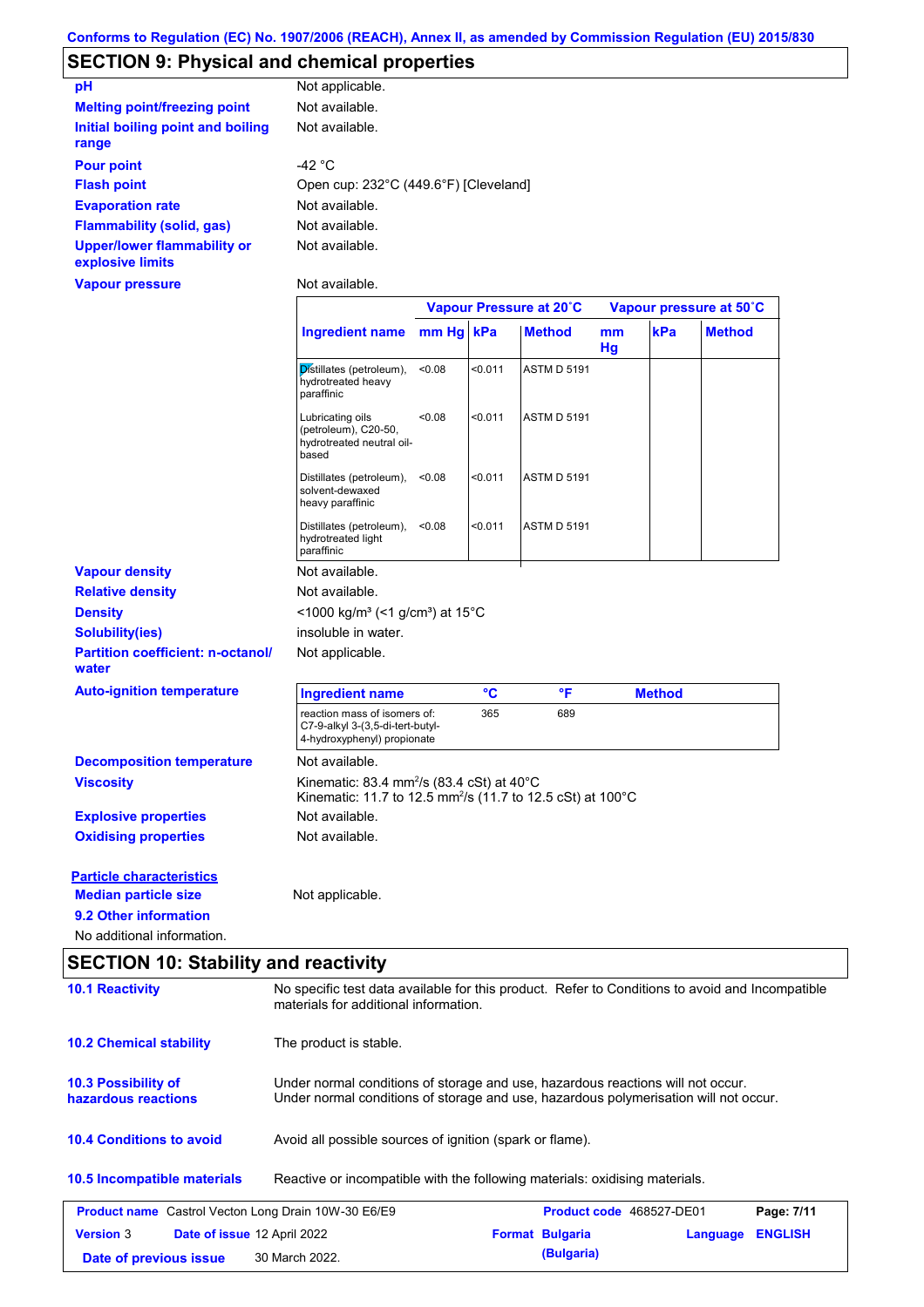Conforms to Regulation (EC) No. 1907/2006 (REACH), Annex II, as amended by Commission Regulation (EU) 2015/830

## SECTION 9: Physical and chemical properties

**pH** Not applicable.

**Melting point/freezing point** Not available.

**Initial boiling point and boiling range** Not available.

**Pour point** -42 °C

**Flash point** Open cup: 232°C (449.6°F) [Cleveland]

**Evaporation rate** Not available.

**Flammability (solid, gas)** Not available.

**Upper/lower flammability or explosive limits** Not available.

**Vapour pressure** Not available.

| | Vapour Pressure at 20˚C | | | Vapour pressure at 50˚C | | |
|---|---|---|---|---|---|---|
| **Ingredient name** | **mm Hg** | **kPa** | **Method** | **mm Hg** | **kPa** | **Method** |
| Distillates (petroleum), hydrotreated heavy paraffinic | <0.08 | <0.011 | ASTM D 5191 | | | |
| Lubricating oils (petroleum), C20-50, hydrotreated neutral oil-based | <0.08 | <0.011 | ASTM D 5191 | | | |
| Distillates (petroleum), solvent-dewaxed heavy paraffinic | <0.08 | <0.011 | ASTM D 5191 | | | |
| Distillates (petroleum), hydrotreated light paraffinic | <0.08 | <0.011 | ASTM D 5191 | | | |

**Vapour density** Not available.

**Relative density** Not available.

**Density** <1000 kg/m³ (<1 g/cm³) at 15°C

**Solubility(ies)** insoluble in water.

**Partition coefficient: n-octanol/water** Not applicable.

**Auto-ignition temperature**

| Ingredient name | °C | °F | Method |
|---|---|---|---|
| reaction mass of isomers of: C7-9-alkyl 3-(3,5-di-tert-butyl-4-hydroxyphenyl) propionate | 365 | 689 | |

**Decomposition temperature** Not available.

**Viscosity** Kinematic: 83.4 mm²/s (83.4 cSt) at 40°C
Kinematic: 11.7 to 12.5 mm²/s (11.7 to 12.5 cSt) at 100°C

**Explosive properties** Not available.

**Oxidising properties** Not available.

**Particle characteristics**

**Median particle size** Not applicable.

**9.2 Other information**

No additional information.

## SECTION 10: Stability and reactivity

**10.1 Reactivity** No specific test data available for this product. Refer to Conditions to avoid and Incompatible materials for additional information.

**10.2 Chemical stability** The product is stable.

**10.3 Possibility of hazardous reactions** Under normal conditions of storage and use, hazardous reactions will not occur.
Under normal conditions of storage and use, hazardous polymerisation will not occur.

**10.4 Conditions to avoid** Avoid all possible sources of ignition (spark or flame).

**10.5 Incompatible materials** Reactive or incompatible with the following materials: oxidising materials.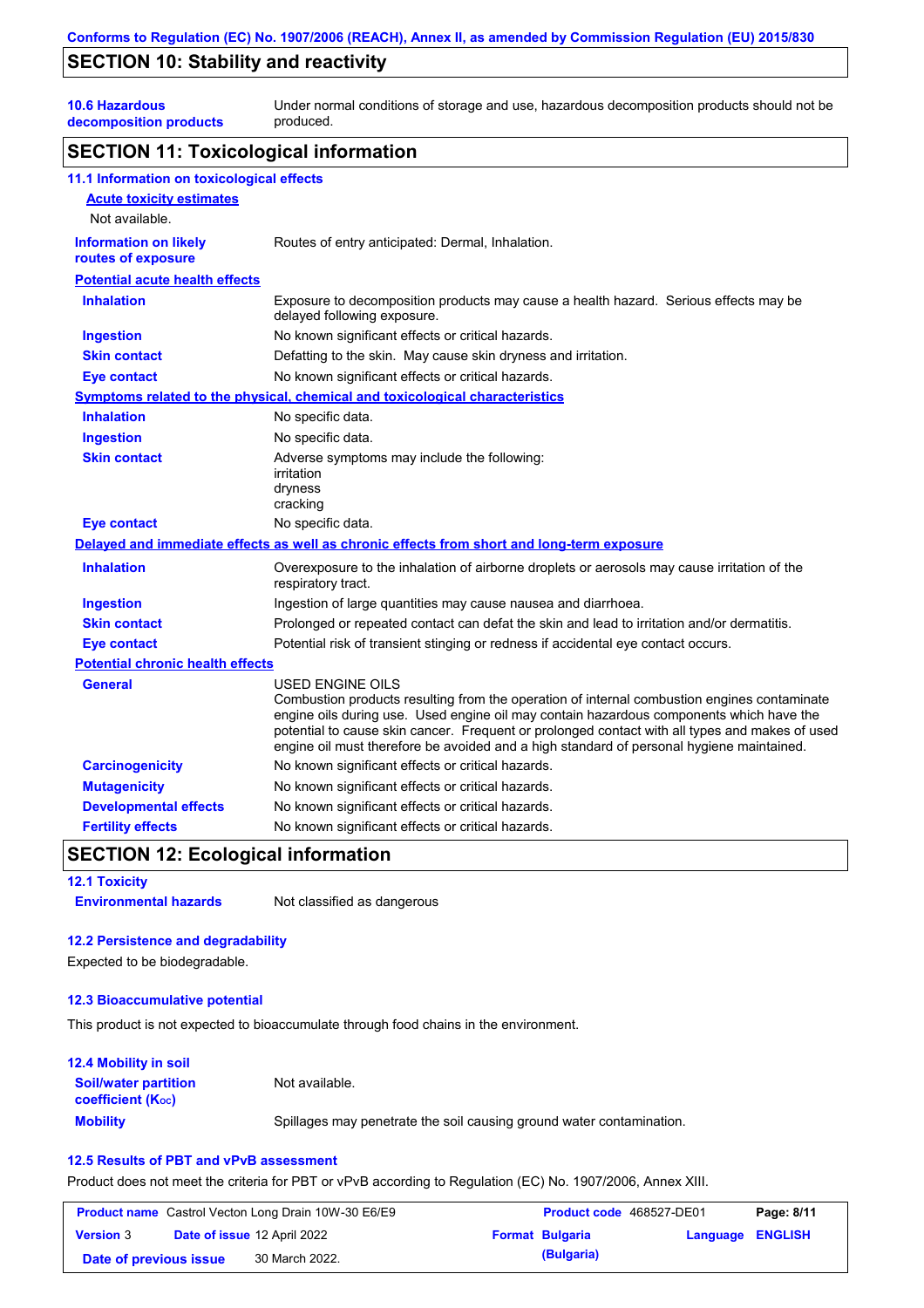## SECTION 10: Stability and reactivity

| | |
|---|---|
| **10.6 Hazardous decomposition products** | Under normal conditions of storage and use, hazardous decomposition products should not be produced. |

## SECTION 11: Toxicological information

### 11.1 Information on toxicological effects

**Acute toxicity estimates**

Not available.

| | |
|---|---|
| **Information on likely routes of exposure** | Routes of entry anticipated: Dermal, Inhalation. |

**Potential acute health effects**

| | |
|---|---|
| **Inhalation** | Exposure to decomposition products may cause a health hazard. Serious effects may be delayed following exposure. |
| **Ingestion** | No known significant effects or critical hazards. |
| **Skin contact** | Defatting to the skin. May cause skin dryness and irritation. |
| **Eye contact** | No known significant effects or critical hazards. |

**Symptoms related to the physical, chemical and toxicological characteristics**

| | |
|---|---|
| **Inhalation** | No specific data. |
| **Ingestion** | No specific data. |
| **Skin contact** | Adverse symptoms may include the following: irritation dryness cracking |
| **Eye contact** | No specific data. |

**Delayed and immediate effects as well as chronic effects from short and long-term exposure**

| | |
|---|---|
| **Inhalation** | Overexposure to the inhalation of airborne droplets or aerosols may cause irritation of the respiratory tract. |
| **Ingestion** | Ingestion of large quantities may cause nausea and diarrhoea. |
| **Skin contact** | Prolonged or repeated contact can defat the skin and lead to irritation and/or dermatitis. |
| **Eye contact** | Potential risk of transient stinging or redness if accidental eye contact occurs. |

**Potential chronic health effects**

| | |
|---|---|
| **General** | USED ENGINE OILS Combustion products resulting from the operation of internal combustion engines contaminate engine oils during use. Used engine oil may contain hazardous components which have the potential to cause skin cancer. Frequent or prolonged contact with all types and makes of used engine oil must therefore be avoided and a high standard of personal hygiene maintained. |
| **Carcinogenicity** | No known significant effects or critical hazards. |
| **Mutagenicity** | No known significant effects or critical hazards. |
| **Developmental effects** | No known significant effects or critical hazards. |
| **Fertility effects** | No known significant effects or critical hazards. |

## SECTION 12: Ecological information

### 12.1 Toxicity

| | |
|---|---|
| **Environmental hazards** | Not classified as dangerous |

### 12.2 Persistence and degradability

Expected to be biodegradable.

### 12.3 Bioaccumulative potential

This product is not expected to bioaccumulate through food chains in the environment.

### 12.4 Mobility in soil

| | |
|---|---|
| **Soil/water partition coefficient ($K_{OC}$)** | Not available. |
| **Mobility** | Spillages may penetrate the soil causing ground water contamination. |

### 12.5 Results of PBT and vPvB assessment

Product does not meet the criteria for PBT or vPvB according to Regulation (EC) No. 1907/2006, Annex XIII.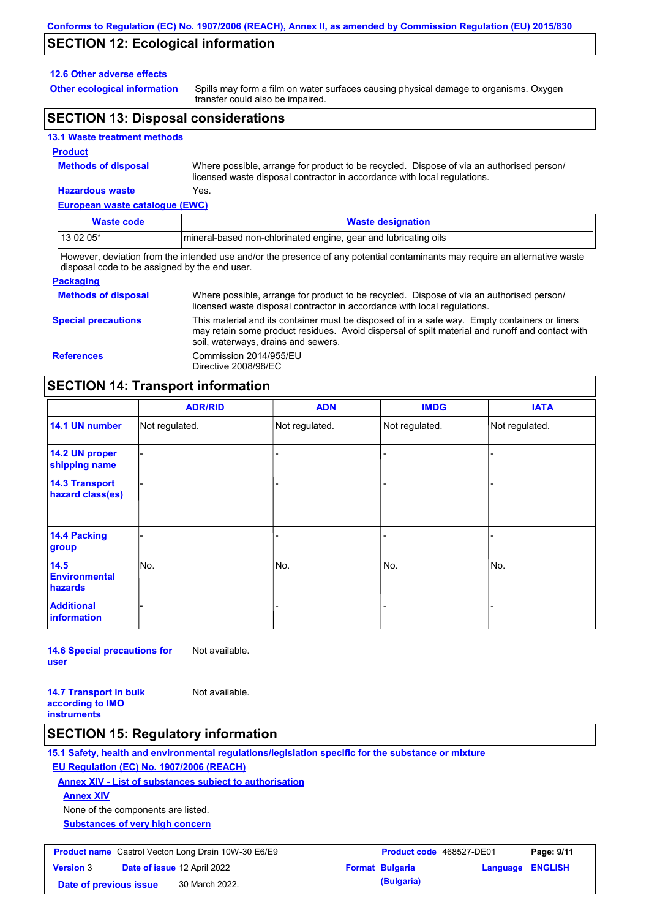## SECTION 12: Ecological information

### 12.6 Other adverse effects

**Other ecological information** Spills may form a film on water surfaces causing physical damage to organisms. Oxygen transfer could also be impaired.

## SECTION 13: Disposal considerations

### 13.1 Waste treatment methods

**Product**

**Methods of disposal** Where possible, arrange for product to be recycled. Dispose of via an authorised person/ licensed waste disposal contractor in accordance with local regulations.

**Hazardous waste** Yes.

**European waste catalogue (EWC)**

| Waste code | Waste designation |
|---|---|
| 13 02 05* | mineral-based non-chlorinated engine, gear and lubricating oils |

However, deviation from the intended use and/or the presence of any potential contaminants may require an alternative waste disposal code to be assigned by the end user.

**Packaging**

**Methods of disposal** Where possible, arrange for product to be recycled. Dispose of via an authorised person/ licensed waste disposal contractor in accordance with local regulations.

**Special precautions** This material and its container must be disposed of in a safe way. Empty containers or liners may retain some product residues. Avoid dispersal of spilt material and runoff and contact with soil, waterways, drains and sewers.

**References** Commission 2014/955/EU
Directive 2008/98/EC

## SECTION 14: Transport information

| | ADR/RID | ADN | IMDG | IATA |
|---|---|---|---|---|
| 14.1 UN number | Not regulated. | Not regulated. | Not regulated. | Not regulated. |
| 14.2 UN proper shipping name | - | - | - | - |
| 14.3 Transport hazard class(es) | - | - | - | - |
| 14.4 Packing group | - | - | - | - |
| 14.5 Environmental hazards | No. | No. | No. | No. |
| Additional information | - | - | - | - |

**14.6 Special precautions for user** Not available.

**14.7 Transport in bulk according to IMO instruments** Not available.

## SECTION 15: Regulatory information

### 15.1 Safety, health and environmental regulations/legislation specific for the substance or mixture

**EU Regulation (EC) No. 1907/2006 (REACH)**

**Annex XIV - List of substances subject to authorisation**

**Annex XIV**

None of the components are listed.

**Substances of very high concern**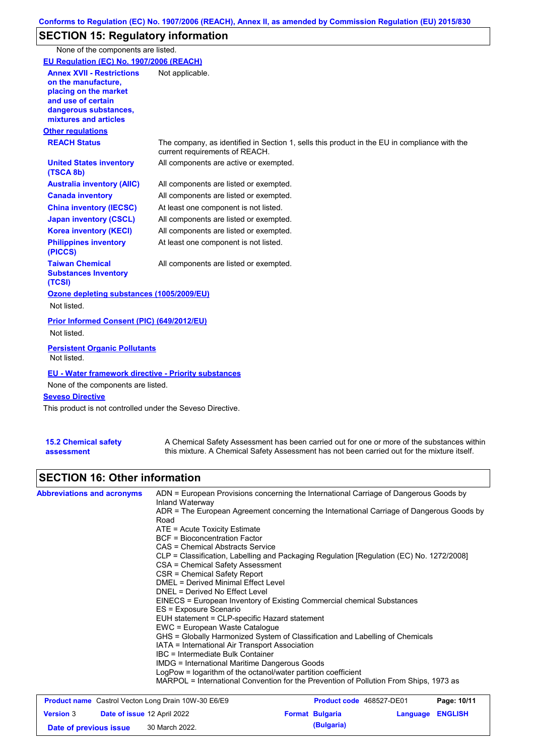## SECTION 15: Regulatory information

None of the components are listed.

**EU Regulation (EC) No. 1907/2006 (REACH)**

| | |
|---|---|
| **Annex XVII - Restrictions on the manufacture, placing on the market and use of certain dangerous substances, mixtures and articles** | Not applicable. |

**Other regulations**

| | |
|---|---|
| **REACH Status** | The company, as identified in Section 1, sells this product in the EU in compliance with the current requirements of REACH. |
| **United States inventory (TSCA 8b)** | All components are active or exempted. |
| **Australia inventory (AIIC)** | All components are listed or exempted. |
| **Canada inventory** | All components are listed or exempted. |
| **China inventory (IECSC)** | At least one component is not listed. |
| **Japan inventory (CSCL)** | All components are listed or exempted. |
| **Korea inventory (KECI)** | All components are listed or exempted. |
| **Philippines inventory (PICCS)** | At least one component is not listed. |
| **Taiwan Chemical Substances Inventory (TCSI)** | All components are listed or exempted. |

**Ozone depleting substances (1005/2009/EU)**

Not listed.

**Prior Informed Consent (PIC) (649/2012/EU)**

Not listed.

**Persistent Organic Pollutants**

Not listed.

**EU - Water framework directive - Priority substances**

None of the components are listed.

**Seveso Directive**

This product is not controlled under the Seveso Directive.

| | |
|---|---|
| **15.2 Chemical safety assessment** | A Chemical Safety Assessment has been carried out for one or more of the substances within this mixture. A Chemical Safety Assessment has not been carried out for the mixture itself. |

## SECTION 16: Other information

**Abbreviations and acronyms**

ADN = European Provisions concerning the International Carriage of Dangerous Goods by Inland Waterway
ADR = The European Agreement concerning the International Carriage of Dangerous Goods by Road
ATE = Acute Toxicity Estimate
BCF = Bioconcentration Factor
CAS = Chemical Abstracts Service
CLP = Classification, Labelling and Packaging Regulation [Regulation (EC) No. 1272/2008]
CSA = Chemical Safety Assessment
CSR = Chemical Safety Report
DMEL = Derived Minimal Effect Level
DNEL = Derived No Effect Level
EINECS = European Inventory of Existing Commercial chemical Substances
ES = Exposure Scenario
EUH statement = CLP-specific Hazard statement
EWC = European Waste Catalogue
GHS = Globally Harmonized System of Classification and Labelling of Chemicals
IATA = International Air Transport Association
IBC = Intermediate Bulk Container
IMDG = International Maritime Dangerous Goods
LogPow = logarithm of the octanol/water partition coefficient
MARPOL = International Convention for the Prevention of Pollution From Ships, 1973 as

| **Product name** Castrol Vecton Long Drain 10W-30 E6/E9 | **Product code** 468527-DE01 | **Page: 10/11** |
|---|---|---|
| **Version** 3 **Date of issue** 12 April 2022 | **Format Bulgaria (Bulgaria)** | **Language ENGLISH** |
| **Date of previous issue** 30 March 2022. | | |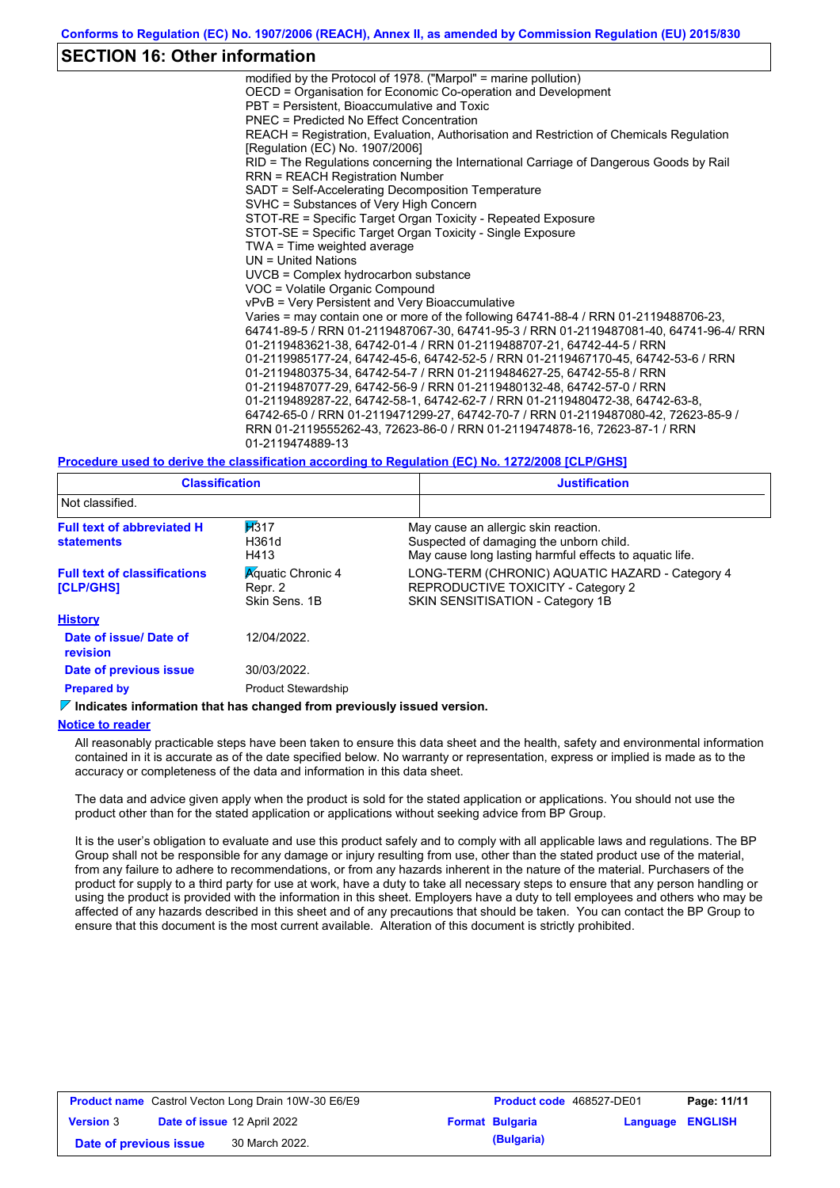## SECTION 16: Other information

modified by the Protocol of 1978. ("Marpol" = marine pollution)
OECD = Organisation for Economic Co-operation and Development
PBT = Persistent, Bioaccumulative and Toxic
PNEC = Predicted No Effect Concentration
REACH = Registration, Evaluation, Authorisation and Restriction of Chemicals Regulation [Regulation (EC) No. 1907/2006]
RID = The Regulations concerning the International Carriage of Dangerous Goods by Rail
RRN = REACH Registration Number
SADT = Self-Accelerating Decomposition Temperature
SVHC = Substances of Very High Concern
STOT-RE = Specific Target Organ Toxicity - Repeated Exposure
STOT-SE = Specific Target Organ Toxicity - Single Exposure
TWA = Time weighted average
UN = United Nations
UVCB = Complex hydrocarbon substance
VOC = Volatile Organic Compound
vPvB = Very Persistent and Very Bioaccumulative
Varies = may contain one or more of the following 64741-88-4 / RRN 01-2119488706-23, 64741-89-5 / RRN 01-2119487067-30, 64741-95-3 / RRN 01-2119487081-40, 64741-96-4/ RRN 01-2119483621-38, 64742-01-4 / RRN 01-2119488707-21, 64742-44-5 / RRN 01-2119985177-24, 64742-45-6, 64742-52-5 / RRN 01-2119467170-45, 64742-53-6 / RRN 01-2119480375-34, 64742-54-7 / RRN 01-2119484627-25, 64742-55-8 / RRN 01-2119487077-29, 64742-56-9 / RRN 01-2119480132-48, 64742-57-0 / RRN 01-2119489287-22, 64742-58-1, 64742-62-7 / RRN 01-2119480472-38, 64742-63-8, 64742-65-0 / RRN 01-2119471299-27, 64742-70-7 / RRN 01-2119487080-42, 72623-85-9 / RRN 01-2119555262-43, 72623-86-0 / RRN 01-2119474878-16, 72623-87-1 / RRN 01-2119474889-13

**Procedure used to derive the classification according to Regulation (EC) No. 1272/2008 [CLP/GHS]**

| Classification | Justification |
|---|---|
| Not classified. | |

| | | |
|---|---|---|
| **Full text of abbreviated H statements** | H317<br>H361d<br>H413 | May cause an allergic skin reaction.<br>Suspected of damaging the unborn child.<br>May cause long lasting harmful effects to aquatic life. |
| **Full text of classifications [CLP/GHS]** | Aquatic Chronic 4<br>Repr. 2<br>Skin Sens. 1B | LONG-TERM (CHRONIC) AQUATIC HAZARD - Category 4<br>REPRODUCTIVE TOXICITY - Category 2<br>SKIN SENSITISATION - Category 1B |

**History**

**Date of issue/ Date of revision** 12/04/2022.

**Date of previous issue** 30/03/2022.

**Prepared by** Product Stewardship

**Indicates information that has changed from previously issued version.**

**Notice to reader**

All reasonably practicable steps have been taken to ensure this data sheet and the health, safety and environmental information contained in it is accurate as of the date specified below. No warranty or representation, express or implied is made as to the accuracy or completeness of the data and information in this data sheet.

The data and advice given apply when the product is sold for the stated application or applications. You should not use the product other than for the stated application or applications without seeking advice from BP Group.

It is the user's obligation to evaluate and use this product safely and to comply with all applicable laws and regulations. The BP Group shall not be responsible for any damage or injury resulting from use, other than the stated product use of the material, from any failure to adhere to recommendations, or from any hazards inherent in the nature of the material. Purchasers of the product for supply to a third party for use at work, have a duty to take all necessary steps to ensure that any person handling or using the product is provided with the information in this sheet. Employers have a duty to tell employees and others who may be affected of any hazards described in this sheet and of any precautions that should be taken. You can contact the BP Group to ensure that this document is the most current available. Alteration of this document is strictly prohibited.